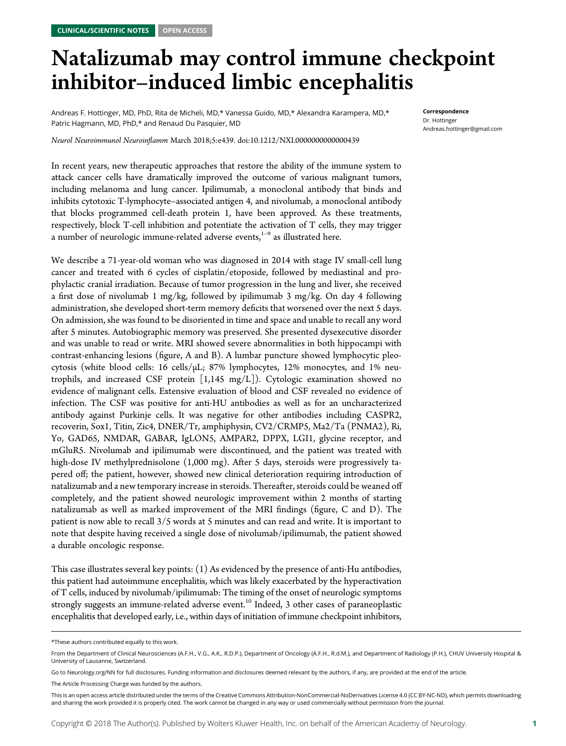CLINICAL/SCIENTIFIC NOTES OPEN ACCESS

# Natalizumab may control immune checkpoint inhibitor–induced limbic encephalitis

Andreas F. Hottinger, MD, PhD, Rita de Micheli, MD,* Vanessa Guido, MD,* Alexandra Karampera, MD,* Patric Hagmann, MD, PhD,* and Renaud Du Pasquier, MD

*Neurol Neuroimmunol Neuroinflamm* March 2018;5:e439. doi:10.1212/NXI.0000000000000439

**Correspondence**
Dr. Hottinger
Andreas.hottinger@gmail.com

In recent years, new therapeutic approaches that restore the ability of the immune system to attack cancer cells have dramatically improved the outcome of various malignant tumors, including melanoma and lung cancer. Ipilimumab, a monoclonal antibody that binds and inhibits cytotoxic T-lymphocyte–associated antigen 4, and nivolumab, a monoclonal antibody that blocks programmed cell-death protein 1, have been approved. As these treatments, respectively, block T-cell inhibition and potentiate the activation of T cells, they may trigger a number of neurologic immune-related adverse events,[1–9] as illustrated here.

We describe a 71-year-old woman who was diagnosed in 2014 with stage IV small-cell lung cancer and treated with 6 cycles of cisplatin/etoposide, followed by mediastinal and prophylactic cranial irradiation. Because of tumor progression in the lung and liver, she received a first dose of nivolumab 1 mg/kg, followed by ipilimumab 3 mg/kg. On day 4 following administration, she developed short-term memory deficits that worsened over the next 5 days. On admission, she was found to be disoriented in time and space and unable to recall any word after 5 minutes. Autobiographic memory was preserved. She presented dysexecutive disorder and was unable to read or write. MRI showed severe abnormalities in both hippocampi with contrast-enhancing lesions (figure, A and B). A lumbar puncture showed lymphocytic pleocytosis (white blood cells: 16 cells/μL; 87% lymphocytes, 12% monocytes, and 1% neutrophils, and increased CSF protein [1,145 mg/L]). Cytologic examination showed no evidence of malignant cells. Extensive evaluation of blood and CSF revealed no evidence of infection. The CSF was positive for anti-HU antibodies as well as for an uncharacterized antibody against Purkinje cells. It was negative for other antibodies including CASPR2, recoverin, Sox1, Titin, Zic4, DNER/Tr, amphiphysin, CV2/CRMP5, Ma2/Ta (PNMA2), Ri, Yo, GAD65, NMDAR, GABAR, IgLON5, AMPAR2, DPPX, LGI1, glycine receptor, and mGluR5. Nivolumab and ipilimumab were discontinued, and the patient was treated with high-dose IV methylprednisolone (1,000 mg). After 5 days, steroids were progressively tapered off; the patient, however, showed new clinical deterioration requiring introduction of natalizumab and a new temporary increase in steroids. Thereafter, steroids could be weaned off completely, and the patient showed neurologic improvement within 2 months of starting natalizumab as well as marked improvement of the MRI findings (figure, C and D). The patient is now able to recall 3/5 words at 5 minutes and can read and write. It is important to note that despite having received a single dose of nivolumab/ipilimumab, the patient showed a durable oncologic response.

This case illustrates several key points: (1) As evidenced by the presence of anti-Hu antibodies, this patient had autoimmune encephalitis, which was likely exacerbated by the hyperactivation of T cells, induced by nivolumab/ipilimumab: The timing of the onset of neurologic symptoms strongly suggests an immune-related adverse event.[10] Indeed, 3 other cases of paraneoplastic encephalitis that developed early, i.e., within days of initiation of immune checkpoint inhibitors,

*These authors contributed equally to this work.

From the Department of Clinical Neurosciences (A.F.H., V.G., A.K., R.D.P.), Department of Oncology (A.F.H., R.d.M.), and Department of Radiology (P.H.), CHUV University Hospital & University of Lausanne, Switzerland.

Go to Neurology.org/NN for full disclosures. Funding information and disclosures deemed relevant by the authors, if any, are provided at the end of the article.

The Article Processing Charge was funded by the authors.

This is an open access article distributed under the terms of the Creative Commons Attribution-NonCommercial-NoDerivatives License 4.0 (CC BY-NC-ND), which permits downloading and sharing the work provided it is properly cited. The work cannot be changed in any way or used commercially without permission from the journal.

Copyright © 2018 The Author(s). Published by Wolters Kluwer Health, Inc. on behalf of the American Academy of Neurology.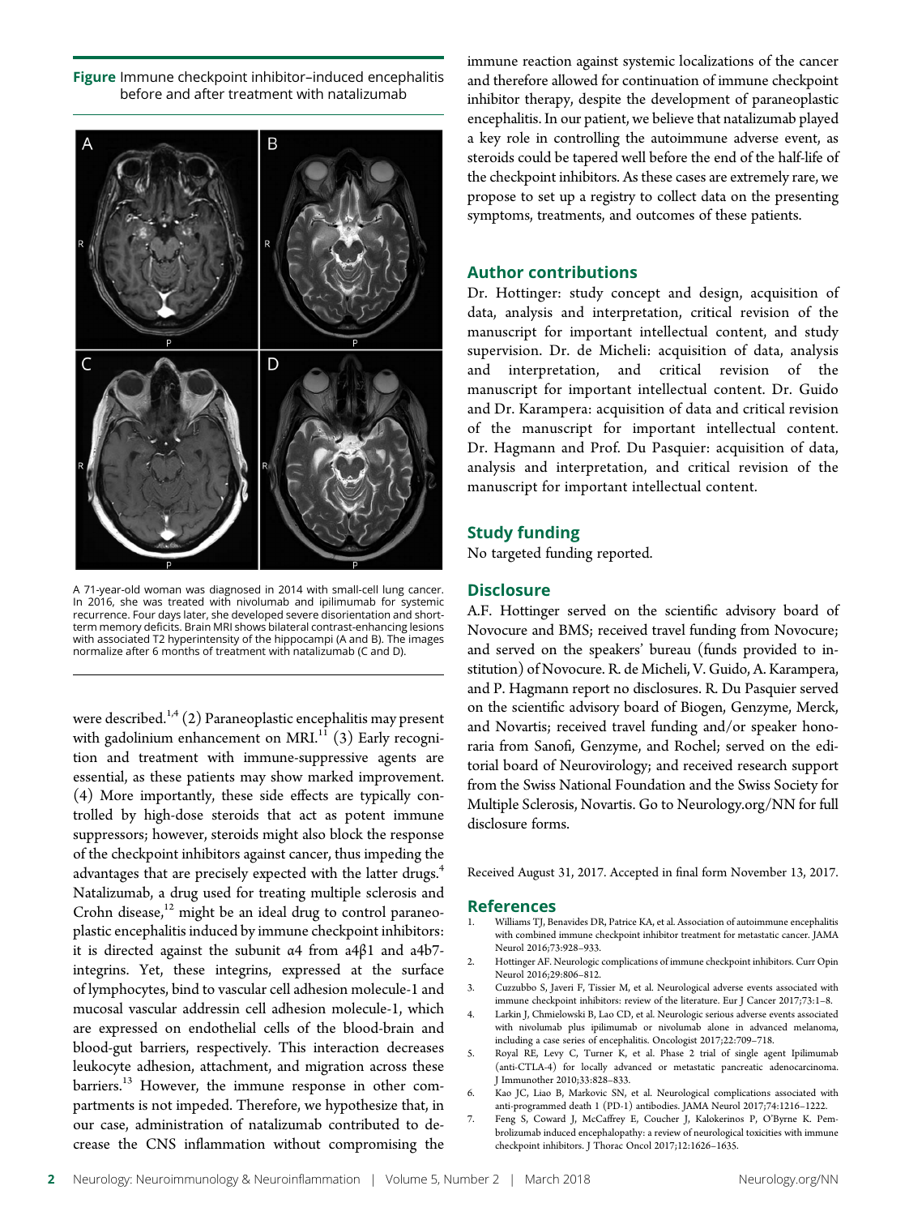**Figure** Immune checkpoint inhibitor–induced encephalitis before and after treatment with natalizumab

A 71-year-old woman was diagnosed in 2014 with small-cell lung cancer. In 2016, she was treated with nivolumab and ipilimumab for systemic recurrence. Four days later, she developed severe disorientation and short-term memory deficits. Brain MRI shows bilateral contrast-enhancing lesions with associated T2 hyperintensity of the hippocampi (A and B). The images normalize after 6 months of treatment with natalizumab (C and D).

were described.[1,4] (2) Paraneoplastic encephalitis may present with gadolinium enhancement on MRI.[11] (3) Early recognition and treatment with immune-suppressive agents are essential, as these patients may show marked improvement. (4) More importantly, these side effects are typically controlled by high-dose steroids that act as potent immune suppressors; however, steroids might also block the response of the checkpoint inhibitors against cancer, thus impeding the advantages that are precisely expected with the latter drugs.[4] Natalizumab, a drug used for treating multiple sclerosis and Crohn disease,[12] might be an ideal drug to control paraneoplastic encephalitis induced by immune checkpoint inhibitors: it is directed against the subunit α4 from a4β1 and a4b7-integrins. Yet, these integrins, expressed at the surface of lymphocytes, bind to vascular cell adhesion molecule-1 and mucosal vascular addressin cell adhesion molecule-1, which are expressed on endothelial cells of the blood-brain and blood-gut barriers, respectively. This interaction decreases leukocyte adhesion, attachment, and migration across these barriers.[13] However, the immune response in other compartments is not impeded. Therefore, we hypothesize that, in our case, administration of natalizumab contributed to decrease the CNS inflammation without compromising the immune reaction against systemic localizations of the cancer and therefore allowed for continuation of immune checkpoint inhibitor therapy, despite the development of paraneoplastic encephalitis. In our patient, we believe that natalizumab played a key role in controlling the autoimmune adverse event, as steroids could be tapered well before the end of the half-life of the checkpoint inhibitors. As these cases are extremely rare, we propose to set up a registry to collect data on the presenting symptoms, treatments, and outcomes of these patients.

## Author contributions

Dr. Hottinger: study concept and design, acquisition of data, analysis and interpretation, critical revision of the manuscript for important intellectual content, and study supervision. Dr. de Micheli: acquisition of data, analysis and interpretation, and critical revision of the manuscript for important intellectual content. Dr. Guido and Dr. Karampera: acquisition of data and critical revision of the manuscript for important intellectual content. Dr. Hagmann and Prof. Du Pasquier: acquisition of data, analysis and interpretation, and critical revision of the manuscript for important intellectual content.

## Study funding

No targeted funding reported.

## Disclosure

A.F. Hottinger served on the scientific advisory board of Novocure and BMS; received travel funding from Novocure; and served on the speakers' bureau (funds provided to institution) of Novocure. R. de Micheli, V. Guido, A. Karampera, and P. Hagmann report no disclosures. R. Du Pasquier served on the scientific advisory board of Biogen, Genzyme, Merck, and Novartis; received travel funding and/or speaker honoraria from Sanofi, Genzyme, and Rochel; served on the editorial board of Neurovirology; and received research support from the Swiss National Foundation and the Swiss Society for Multiple Sclerosis, Novartis. Go to Neurology.org/NN for full disclosure forms.

Received August 31, 2017. Accepted in final form November 13, 2017.

## References

1. Williams TJ, Benavides DR, Patrice KA, et al. Association of autoimmune encephalitis with combined immune checkpoint inhibitor treatment for metastatic cancer. JAMA Neurol 2016;73:928–933.
2. Hottinger AF. Neurologic complications of immune checkpoint inhibitors. Curr Opin Neurol 2016;29:806–812.
3. Cuzzubbo S, Javeri F, Tissier M, et al. Neurological adverse events associated with immune checkpoint inhibitors: review of the literature. Eur J Cancer 2017;73:1–8.
4. Larkin J, Chmielowski B, Lao CD, et al. Neurologic serious adverse events associated with nivolumab plus ipilimumab or nivolumab alone in advanced melanoma, including a case series of encephalitis. Oncologist 2017;22:709–718.
5. Royal RE, Levy C, Turner K, et al. Phase 2 trial of single agent Ipilimumab (anti-CTLA-4) for locally advanced or metastatic pancreatic adenocarcinoma. J Immunother 2010;33:828–833.
6. Kao JC, Liao B, Markovic SN, et al. Neurological complications associated with anti-programmed death 1 (PD-1) antibodies. JAMA Neurol 2017;74:1216–1222.
7. Feng S, Coward J, McCaffrey E, Coucher J, Kalokerinos P, O'Byrne K. Pembrolizumab induced encephalopathy: a review of neurological toxicities with immune checkpoint inhibitors. J Thorac Oncol 2017;12:1626–1635.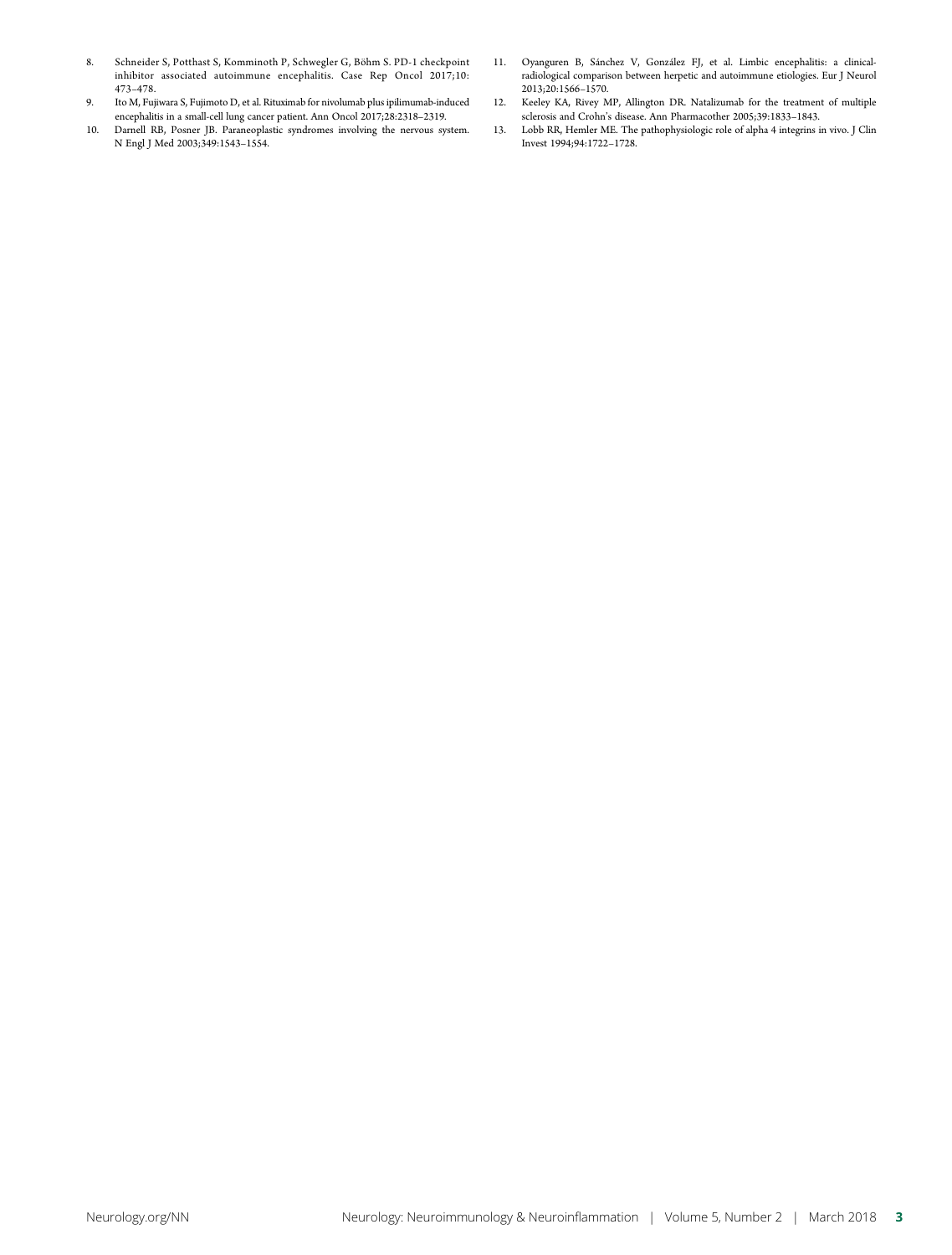8. Schneider S, Potthast S, Komminoth P, Schwegler G, Böhm S. PD-1 checkpoint inhibitor associated autoimmune encephalitis. Case Rep Oncol 2017;10: 473–478.
9. Ito M, Fujiwara S, Fujimoto D, et al. Rituximab for nivolumab plus ipilimumab-induced encephalitis in a small-cell lung cancer patient. Ann Oncol 2017;28:2318–2319.
10. Darnell RB, Posner JB. Paraneoplastic syndromes involving the nervous system. N Engl J Med 2003;349:1543–1554.
11. Oyanguren B, Sánchez V, González FJ, et al. Limbic encephalitis: a clinical-radiological comparison between herpetic and autoimmune etiologies. Eur J Neurol 2013;20:1566–1570.
12. Keeley KA, Rivey MP, Allington DR. Natalizumab for the treatment of multiple sclerosis and Crohn's disease. Ann Pharmacother 2005;39:1833–1843.
13. Lobb RR, Hemler ME. The pathophysiologic role of alpha 4 integrins in vivo. J Clin Invest 1994;94:1722–1728.